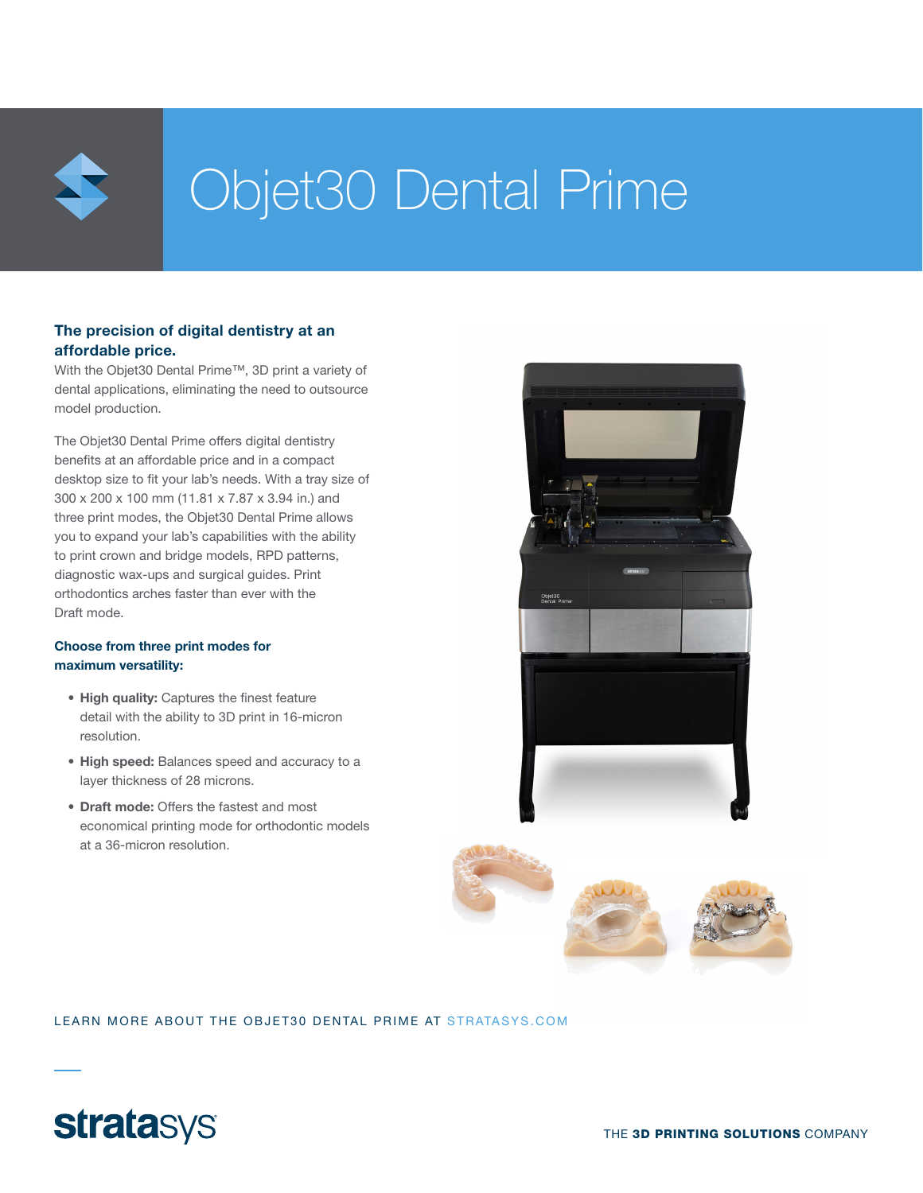# Objet30 Dental Prime

## The precision of digital dentistry at an affordable price.

With the Objet30 Dental Prime™, 3D print a variety of dental applications, eliminating the need to outsource model production.

The Objet30 Dental Prime offers digital dentistry benefits at an affordable price and in a compact desktop size to fit your lab's needs. With a tray size of 300 x 200 x 100 mm (11.81 x 7.87 x 3.94 in.) and three print modes, the Objet30 Dental Prime allows you to expand your lab's capabilities with the ability to print crown and bridge models, RPD patterns, diagnostic wax-ups and surgical guides. Print orthodontics arches faster than ever with the Draft mode.

### Choose from three print modes for maximum versatility:

- **High quality:** Captures the finest feature detail with the ability to 3D print in 16-micron resolution.
- **High speed:** Balances speed and accuracy to a layer thickness of 28 microns.
- **Draft mode:** Offers the fastest and most economical printing mode for orthodontic models at a 36-micron resolution.

LEARN MORE ABOUT THE OBJET30 DENTAL PRIME AT STRATASYS.COM

stratasys

THE **3D PRINTING SOLUTIONS** COMPANY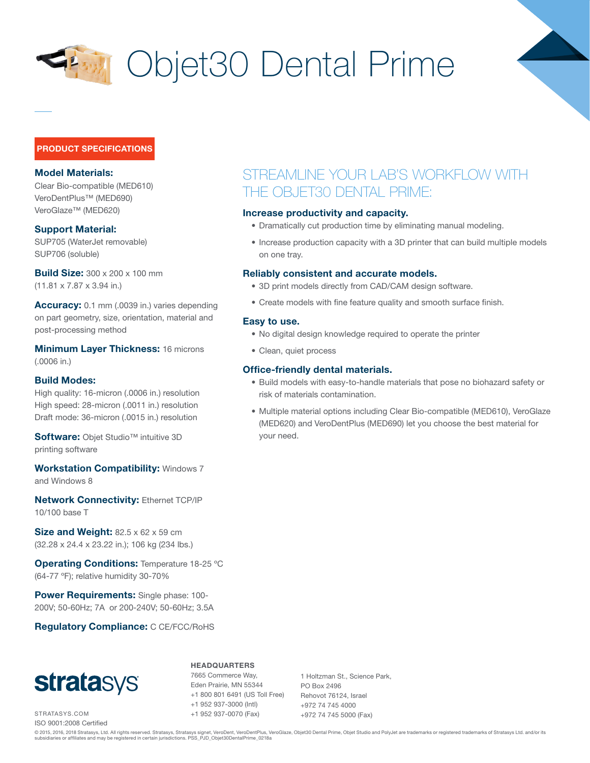# Objet30 Dental Prime

## PRODUCT SPECIFICATIONS

**Model Materials:**
Clear Bio-compatible (MED610)
VeroDentPlus™ (MED690)
VeroGlaze™ (MED620)

**Support Material:**
SUP705 (WaterJet removable)
SUP706 (soluble)

**Build Size:** 300 x 200 x 100 mm (11.81 x 7.87 x 3.94 in.)

**Accuracy:** 0.1 mm (.0039 in.) varies depending on part geometry, size, orientation, material and post-processing method

**Minimum Layer Thickness:** 16 microns (.0006 in.)

**Build Modes:**
High quality: 16-micron (.0006 in.) resolution
High speed: 28-micron (.0011 in.) resolution
Draft mode: 36-micron (.0015 in.) resolution

**Software:** Objet Studio™ intuitive 3D printing software

**Workstation Compatibility:** Windows 7 and Windows 8

**Network Connectivity:** Ethernet TCP/IP 10/100 base T

**Size and Weight:** 82.5 x 62 x 59 cm (32.28 x 24.4 x 23.22 in.); 106 kg (234 lbs.)

**Operating Conditions:** Temperature 18-25 ºC (64-77 ºF); relative humidity 30-70%

**Power Requirements:** Single phase: 100-200V; 50-60Hz; 7A or 200-240V; 50-60Hz; 3.5A

**Regulatory Compliance:** C CE/FCC/RoHS

## STREAMLINE YOUR LAB'S WORKFLOW WITH THE OBJET30 DENTAL PRIME:

### Increase productivity and capacity.

- Dramatically cut production time by eliminating manual modeling.
- Increase production capacity with a 3D printer that can build multiple models on one tray.

### Reliably consistent and accurate models.

- 3D print models directly from CAD/CAM design software.
- Create models with fine feature quality and smooth surface finish.

### Easy to use.

- No digital design knowledge required to operate the printer
- Clean, quiet process

### Office-friendly dental materials.

- Build models with easy-to-handle materials that pose no biohazard safety or risk of materials contamination.
- Multiple material options including Clear Bio-compatible (MED610), VeroGlaze (MED620) and VeroDentPlus (MED690) let you choose the best material for your need.

stratasys

STRATASYS.COM
ISO 9001:2008 Certified

**HEADQUARTERS**

7665 Commerce Way,
Eden Prairie, MN 55344
+1 800 801 6491 (US Toll Free)
+1 952 937-3000 (Intl)
+1 952 937-0070 (Fax)

1 Holtzman St., Science Park,
PO Box 2496
Rehovot 76124, Israel
+972 74 745 4000
+972 74 745 5000 (Fax)

© 2015, 2016, 2018 Stratasys, Ltd. All rights reserved. Stratasys, Stratasys signet, VeroDent, VeroDentPlus, VeroGlaze, Objet30 Dental Prime, Objet Studio and PolyJet are trademarks or registered trademarks of Stratasys Ltd. and/or its subsidiaries or affiliates and may be registered in certain jurisdictions. PSS_PJD_Objet30DentalPrime_0218a